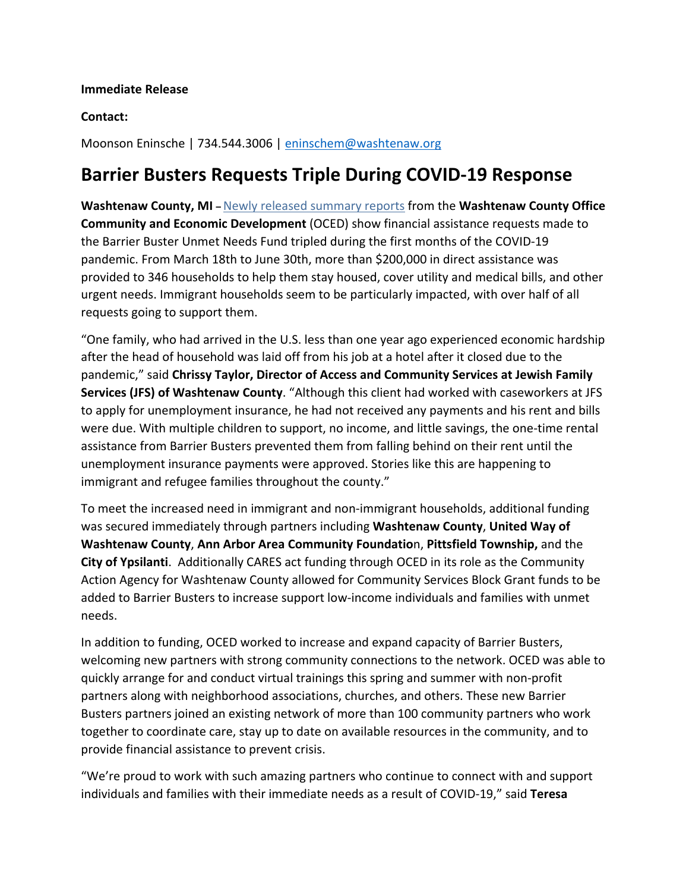**Immediate Release**

**Contact:**

Moonson Eninsche | 734.544.3006 | eninschem@washtenaw.org

# Barrier Busters Requests Triple During COVID-19 Response

**Washtenaw County, MI** – Newly released summary reports from the **Washtenaw County Office Community and Economic Development** (OCED) show financial assistance requests made to the Barrier Buster Unmet Needs Fund tripled during the first months of the COVID-19 pandemic. From March 18th to June 30th, more than $200,000 in direct assistance was provided to 346 households to help them stay housed, cover utility and medical bills, and other urgent needs. Immigrant households seem to be particularly impacted, with over half of all requests going to support them.

"One family, who had arrived in the U.S. less than one year ago experienced economic hardship after the head of household was laid off from his job at a hotel after it closed due to the pandemic," said **Chrissy Taylor, Director of Access and Community Services at Jewish Family Services (JFS) of Washtenaw County**. "Although this client had worked with caseworkers at JFS to apply for unemployment insurance, he had not received any payments and his rent and bills were due. With multiple children to support, no income, and little savings, the one-time rental assistance from Barrier Busters prevented them from falling behind on their rent until the unemployment insurance payments were approved. Stories like this are happening to immigrant and refugee families throughout the county."

To meet the increased need in immigrant and non-immigrant households, additional funding was secured immediately through partners including **Washtenaw County**, **United Way of Washtenaw County**, **Ann Arbor Area Community Foundation**, **Pittsfield Township,** and the **City of Ypsilanti**. Additionally CARES act funding through OCED in its role as the Community Action Agency for Washtenaw County allowed for Community Services Block Grant funds to be added to Barrier Busters to increase support low-income individuals and families with unmet needs.

In addition to funding, OCED worked to increase and expand capacity of Barrier Busters, welcoming new partners with strong community connections to the network. OCED was able to quickly arrange for and conduct virtual trainings this spring and summer with non-profit partners along with neighborhood associations, churches, and others. These new Barrier Busters partners joined an existing network of more than 100 community partners who work together to coordinate care, stay up to date on available resources in the community, and to provide financial assistance to prevent crisis.

"We're proud to work with such amazing partners who continue to connect with and support individuals and families with their immediate needs as a result of COVID-19," said **Teresa**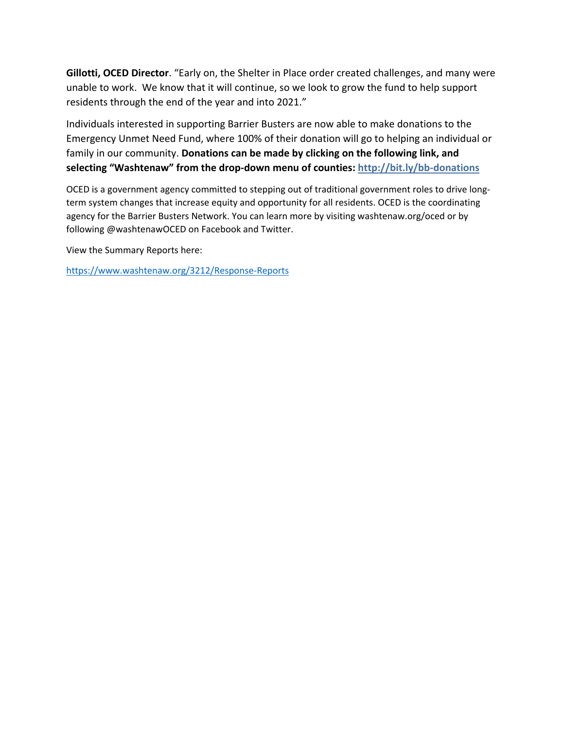**Gillotti, OCED Director**. "Early on, the Shelter in Place order created challenges, and many were unable to work. We know that it will continue, so we look to grow the fund to help support residents through the end of the year and into 2021."

Individuals interested in supporting Barrier Busters are now able to make donations to the Emergency Unmet Need Fund, where 100% of their donation will go to helping an individual or family in our community. **Donations can be made by clicking on the following link, and selecting "Washtenaw" from the drop-down menu of counties: http://bit.ly/bb-donations**

OCED is a government agency committed to stepping out of traditional government roles to drive long-term system changes that increase equity and opportunity for all residents. OCED is the coordinating agency for the Barrier Busters Network. You can learn more by visiting washtenaw.org/oced or by following @washtenawOCED on Facebook and Twitter.

View the Summary Reports here:

https://www.washtenaw.org/3212/Response-Reports